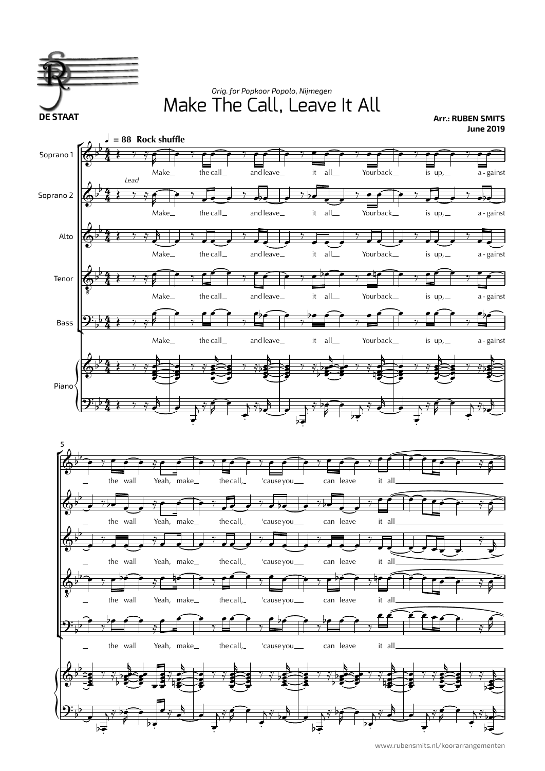DE STAAT

*Orig. for Popkoor Popolo, Nijmegen*

# Make The Call, Leave It All

**Arr.: RUBEN SMITS**
**June 2019**

♩ = 88 **Rock shuffle**

Soprano 1, Soprano 2 (*Lead*), Alto, Tenor, Bass, Piano

Make_ the call_ and leave_ it all_ Your back_ is up,_ a - gainst

_ the wall Yeah, make_ the call,_ 'cause you_ can leave it all___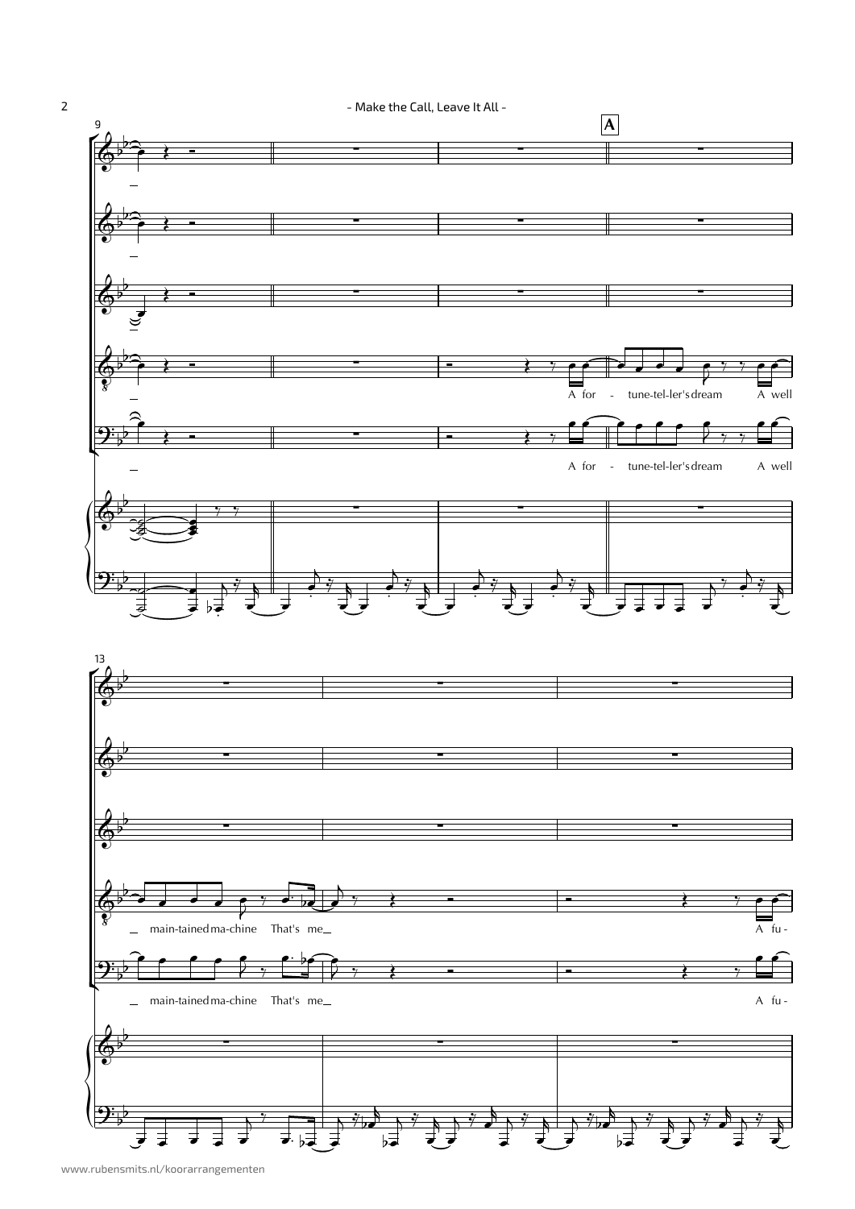9

A

A for - tune-tel-ler's dream A well

A for - tune-tel-ler's dream A well

13

main-tained ma-chine That's me A fu -

main-tained ma-chine That's me A fu -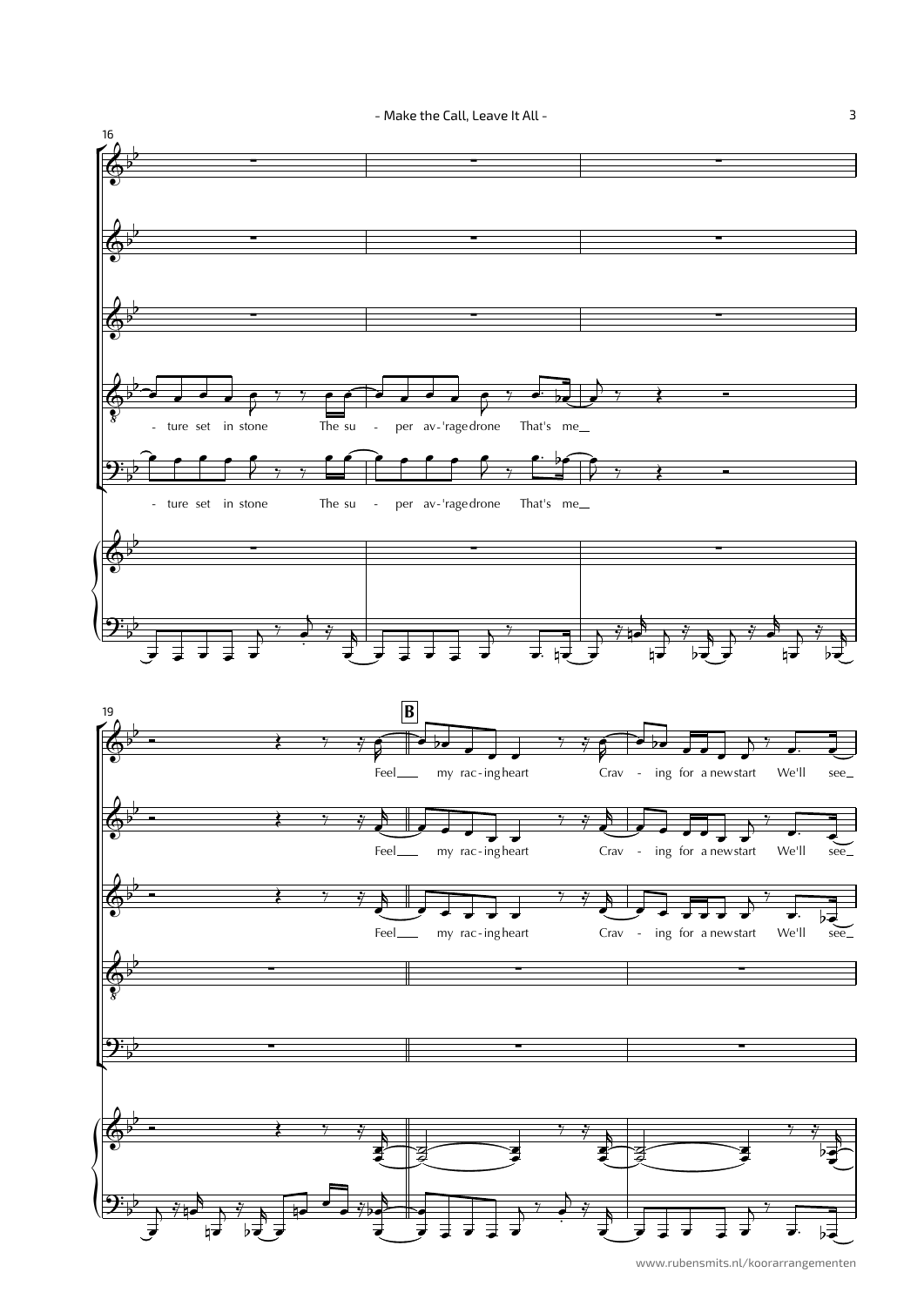16

- ture set in stone The su - per av-'rage drone That's me

- ture set in stone The su - per av-'rage drone That's me

19

**B**

Feel my rac-ing heart Crav - ing for a new start We'll see

Feel my rac-ing heart Crav - ing for a new start We'll see

Feel my rac-ing heart Crav - ing for a new start We'll see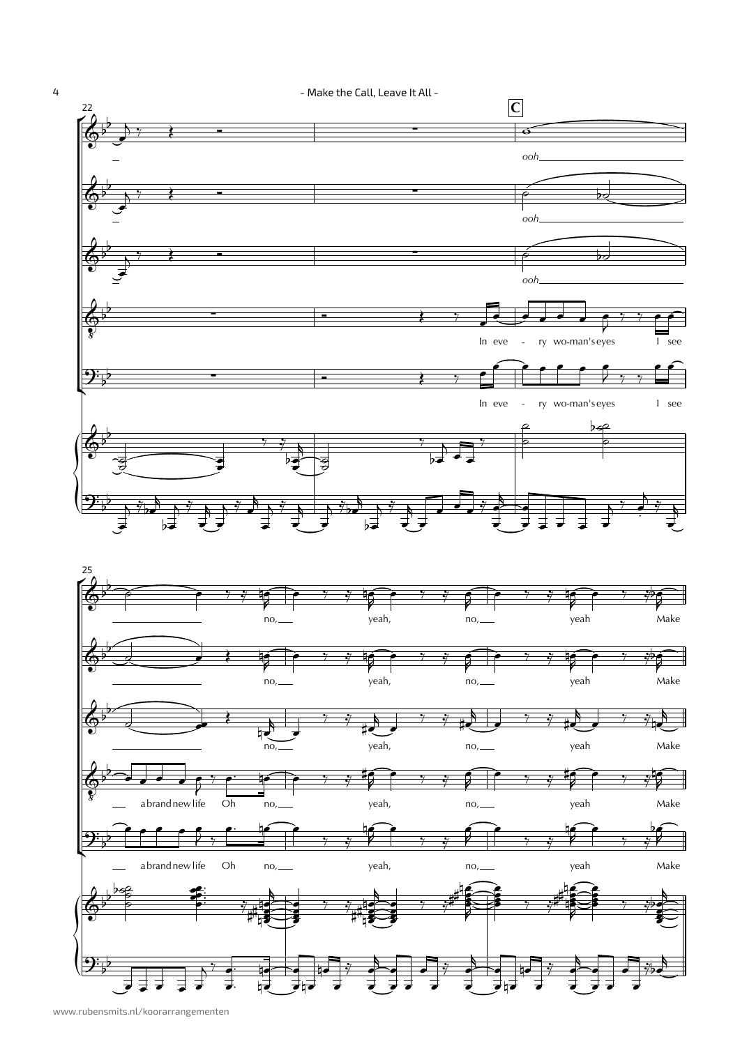22

**C**

ooh

ooh

ooh

In eve - ry wo-man's eyes I see

In eve - ry wo-man's eyes I see

25

no, yeah, no, yeah Make

no, yeah, no, yeah Make

no, yeah, no, yeah Make

a brand new life Oh no, yeah, no, yeah Make

a brand new life Oh no, yeah, no, yeah Make